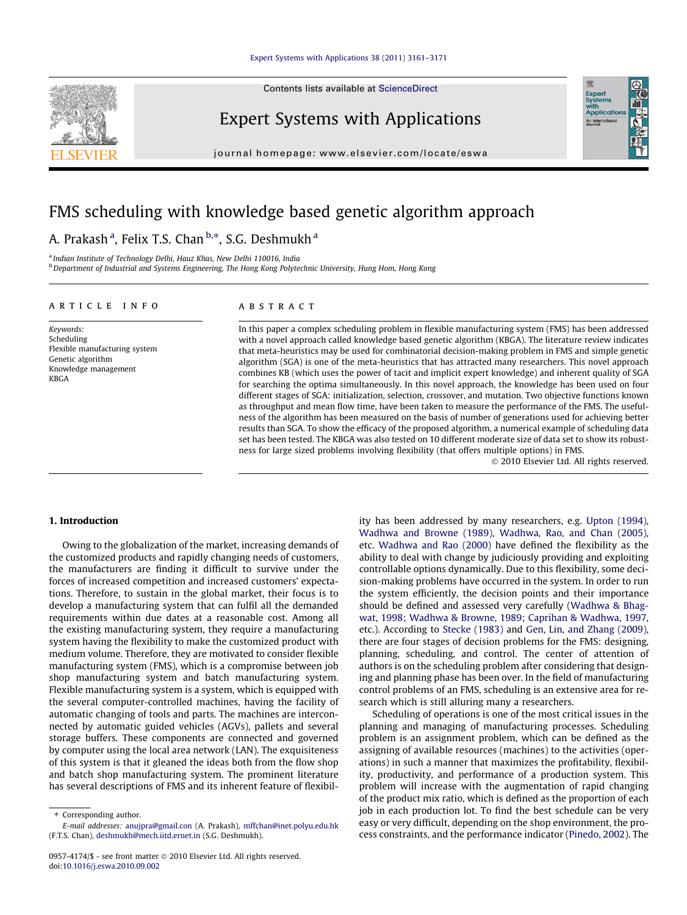# FMS scheduling with knowledge based genetic algorithm approach

A. Prakash [a], Felix T.S. Chan [b,*], S.G. Deshmukh [a]

[a] Indian Institute of Technology Delhi, Hauz Khas, New Delhi 110016, India
[b] Department of Industrial and Systems Engineering, The Hong Kong Polytechnic University, Hung Hom, Hong Kong

**ARTICLE INFO**

*Keywords:*
Scheduling
Flexible manufacturing system
Genetic algorithm
Knowledge management
KBGA

**ABSTRACT**

In this paper a complex scheduling problem in flexible manufacturing system (FMS) has been addressed with a novel approach called knowledge based genetic algorithm (KBGA). The literature review indicates that meta-heuristics may be used for combinatorial decision-making problem in FMS and simple genetic algorithm (SGA) is one of the meta-heuristics that has attracted many researchers. This novel approach combines KB (which uses the power of tacit and implicit expert knowledge) and inherent quality of SGA for searching the optima simultaneously. In this novel approach, the knowledge has been used on four different stages of SGA: initialization, selection, crossover, and mutation. Two objective functions known as throughput and mean flow time, have been taken to measure the performance of the FMS. The usefulness of the algorithm has been measured on the basis of number of generations used for achieving better results than SGA. To show the efficacy of the proposed algorithm, a numerical example of scheduling data set has been tested. The KBGA was also tested on 10 different moderate size of data set to show its robustness for large sized problems involving flexibility (that offers multiple options) in FMS.

© 2010 Elsevier Ltd. All rights reserved.

## 1. Introduction

Owing to the globalization of the market, increasing demands of the customized products and rapidly changing needs of customers, the manufacturers are finding it difficult to survive under the forces of increased competition and increased customers' expectations. Therefore, to sustain in the global market, their focus is to develop a manufacturing system that can fulfil all the demanded requirements within due dates at a reasonable cost. Among all the existing manufacturing system, they require a manufacturing system having the flexibility to make the customized product with medium volume. Therefore, they are motivated to consider flexible manufacturing system (FMS), which is a compromise between job shop manufacturing system and batch manufacturing system. Flexible manufacturing system is a system, which is equipped with the several computer-controlled machines, having the facility of automatic changing of tools and parts. The machines are interconnected by automatic guided vehicles (AGVs), pallets and several storage buffers. These components are connected and governed by computer using the local area network (LAN). The exquisiteness of this system is that it gleaned the ideas both from the flow shop and batch shop manufacturing system. The prominent literature has several descriptions of FMS and its inherent feature of flexibility has been addressed by many researchers, e.g. Upton (1994), Wadhwa and Browne (1989), Wadhwa, Rao, and Chan (2005), etc. Wadhwa and Rao (2000) have defined the flexibility as the ability to deal with change by judiciously providing and exploiting controllable options dynamically. Due to this flexibility, some decision-making problems have occurred in the system. In order to run the system efficiently, the decision points and their importance should be defined and assessed very carefully (Wadhwa & Bhagwat, 1998; Wadhwa & Browne, 1989; Caprihan & Wadhwa, 1997, etc.). According to Stecke (1983) and Gen, Lin, and Zhang (2009), there are four stages of decision problems for the FMS: designing, planning, scheduling, and control. The center of attention of authors is on the scheduling problem after considering that designing and planning phase has been over. In the field of manufacturing control problems of an FMS, scheduling is an extensive area for research which is still alluring many a researchers.

Scheduling of operations is one of the most critical issues in the planning and managing of manufacturing processes. Scheduling problem is an assignment problem, which can be defined as the assigning of available resources (machines) to the activities (operations) in such a manner that maximizes the profitability, flexibility, productivity, and performance of a production system. This problem will increase with the augmentation of rapid changing of the product mix ratio, which is defined as the proportion of each job in each production lot. To find the best schedule can be very easy or very difficult, depending on the shop environment, the process constraints, and the performance indicator (Pinedo, 2002). The

* Corresponding author.
E-mail addresses: anujpra@gmail.com (A. Prakash), mffchan@inet.polyu.edu.hk (F.T.S. Chan), deshmukh@mech.iitd.ernet.in (S.G. Deshmukh).

0957-4174/$ - see front matter © 2010 Elsevier Ltd. All rights reserved.
doi:10.1016/j.eswa.2010.09.002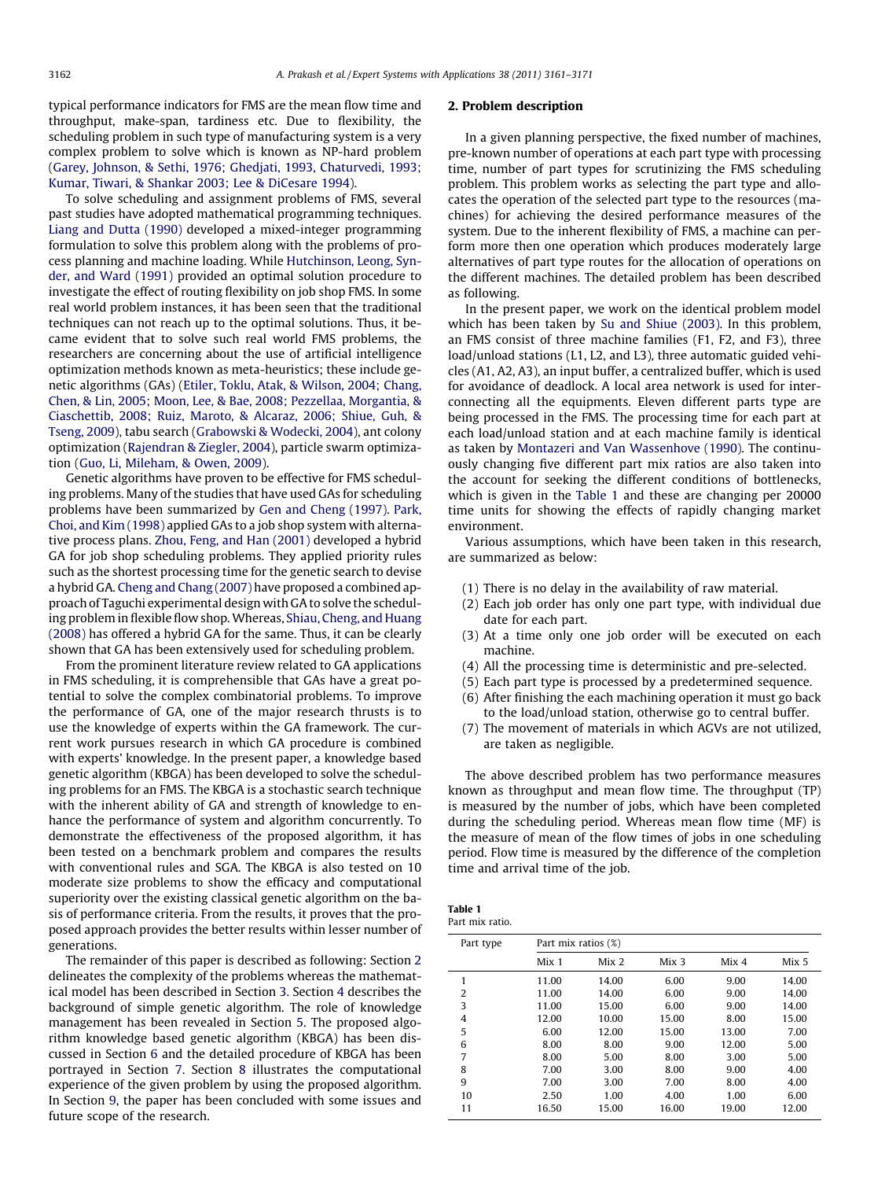typical performance indicators for FMS are the mean flow time and throughput, make-span, tardiness etc. Due to flexibility, the scheduling problem in such type of manufacturing system is a very complex problem to solve which is known as NP-hard problem (Garey, Johnson, & Sethi, 1976; Ghedjati, 1993, Chaturvedi, 1993; Kumar, Tiwari, & Shankar 2003; Lee & DiCesare 1994).

To solve scheduling and assignment problems of FMS, several past studies have adopted mathematical programming techniques. Liang and Dutta (1990) developed a mixed-integer programming formulation to solve this problem along with the problems of process planning and machine loading. While Hutchinson, Leong, Synder, and Ward (1991) provided an optimal solution procedure to investigate the effect of routing flexibility on job shop FMS. In some real world problem instances, it has been seen that the traditional techniques can not reach up to the optimal solutions. Thus, it became evident that to solve such real world FMS problems, the researchers are concerning about the use of artificial intelligence optimization methods known as meta-heuristics; these include genetic algorithms (GAs) (Etiler, Toklu, Atak, & Wilson, 2004; Chang, Chen, & Lin, 2005; Moon, Lee, & Bae, 2008; Pezzellaa, Morgantia, & Ciaschettib, 2008; Ruiz, Maroto, & Alcaraz, 2006; Shiue, Guh, & Tseng, 2009), tabu search (Grabowski & Wodecki, 2004), ant colony optimization (Rajendran & Ziegler, 2004), particle swarm optimization (Guo, Li, Mileham, & Owen, 2009).

Genetic algorithms have proven to be effective for FMS scheduling problems. Many of the studies that have used GAs for scheduling problems have been summarized by Gen and Cheng (1997). Park, Choi, and Kim (1998) applied GAs to a job shop system with alternative process plans. Zhou, Feng, and Han (2001) developed a hybrid GA for job shop scheduling problems. They applied priority rules such as the shortest processing time for the genetic search to devise a hybrid GA. Cheng and Chang (2007) have proposed a combined approach of Taguchi experimental design with GA to solve the scheduling problem in flexible flow shop. Whereas, Shiau, Cheng, and Huang (2008) has offered a hybrid GA for the same. Thus, it can be clearly shown that GA has been extensively used for scheduling problem.

From the prominent literature review related to GA applications in FMS scheduling, it is comprehensible that GAs have a great potential to solve the complex combinatorial problems. To improve the performance of GA, one of the major research thrusts is to use the knowledge of experts within the GA framework. The current work pursues research in which GA procedure is combined with experts' knowledge. In the present paper, a knowledge based genetic algorithm (KBGA) has been developed to solve the scheduling problems for an FMS. The KBGA is a stochastic search technique with the inherent ability of GA and strength of knowledge to enhance the performance of system and algorithm concurrently. To demonstrate the effectiveness of the proposed algorithm, it has been tested on a benchmark problem and compares the results with conventional rules and SGA. The KBGA is also tested on 10 moderate size problems to show the efficacy and computational superiority over the existing classical genetic algorithm on the basis of performance criteria. From the results, it proves that the proposed approach provides the better results within lesser number of generations.

The remainder of this paper is described as following: Section 2 delineates the complexity of the problems whereas the mathematical model has been described in Section 3. Section 4 describes the background of simple genetic algorithm. The role of knowledge management has been revealed in Section 5. The proposed algorithm knowledge based genetic algorithm (KBGA) has been discussed in Section 6 and the detailed procedure of KBGA has been portrayed in Section 7. Section 8 illustrates the computational experience of the given problem by using the proposed algorithm. In Section 9, the paper has been concluded with some issues and future scope of the research.

## 2. Problem description

In a given planning perspective, the fixed number of machines, pre-known number of operations at each part type with processing time, number of part types for scrutinizing the FMS scheduling problem. This problem works as selecting the part type and allocates the operation of the selected part type to the resources (machines) for achieving the desired performance measures of the system. Due to the inherent flexibility of FMS, a machine can perform more then one operation which produces moderately large alternatives of part type routes for the allocation of operations on the different machines. The detailed problem has been described as following.

In the present paper, we work on the identical problem model which has been taken by Su and Shiue (2003). In this problem, an FMS consist of three machine families (F1, F2, and F3), three load/unload stations (L1, L2, and L3), three automatic guided vehicles (A1, A2, A3), an input buffer, a centralized buffer, which is used for avoidance of deadlock. A local area network is used for interconnecting all the equipments. Eleven different parts type are being processed in the FMS. The processing time for each part at each load/unload station and at each machine family is identical as taken by Montazeri and Van Wassenhove (1990). The continuously changing five different part mix ratios are also taken into the account for seeking the different conditions of bottlenecks, which is given in the Table 1 and these are changing per 20000 time units for showing the effects of rapidly changing market environment.

Various assumptions, which have been taken in this research, are summarized as below:

(1) There is no delay in the availability of raw material.
(2) Each job order has only one part type, with individual due date for each part.
(3) At a time only one job order will be executed on each machine.
(4) All the processing time is deterministic and pre-selected.
(5) Each part type is processed by a predetermined sequence.
(6) After finishing the each machining operation it must go back to the load/unload station, otherwise go to central buffer.
(7) The movement of materials in which AGVs are not utilized, are taken as negligible.

The above described problem has two performance measures known as throughput and mean flow time. The throughput (TP) is measured by the number of jobs, which have been completed during the scheduling period. Whereas mean flow time (MF) is the measure of mean of the flow times of jobs in one scheduling period. Flow time is measured by the difference of the completion time and arrival time of the job.

**Table 1**
Part mix ratio.

| Part type | Part mix ratios (%) | | | | |
|---|---|---|---|---|---|
| | Mix 1 | Mix 2 | Mix 3 | Mix 4 | Mix 5 |
| 1 | 11.00 | 14.00 | 6.00 | 9.00 | 14.00 |
| 2 | 11.00 | 14.00 | 6.00 | 9.00 | 14.00 |
| 3 | 11.00 | 15.00 | 6.00 | 9.00 | 14.00 |
| 4 | 12.00 | 10.00 | 15.00 | 8.00 | 15.00 |
| 5 | 6.00 | 12.00 | 15.00 | 13.00 | 7.00 |
| 6 | 8.00 | 8.00 | 9.00 | 12.00 | 5.00 |
| 7 | 8.00 | 5.00 | 8.00 | 3.00 | 5.00 |
| 8 | 7.00 | 3.00 | 8.00 | 9.00 | 4.00 |
| 9 | 7.00 | 3.00 | 7.00 | 8.00 | 4.00 |
| 10 | 2.50 | 1.00 | 4.00 | 1.00 | 6.00 |
| 11 | 16.50 | 15.00 | 16.00 | 19.00 | 12.00 |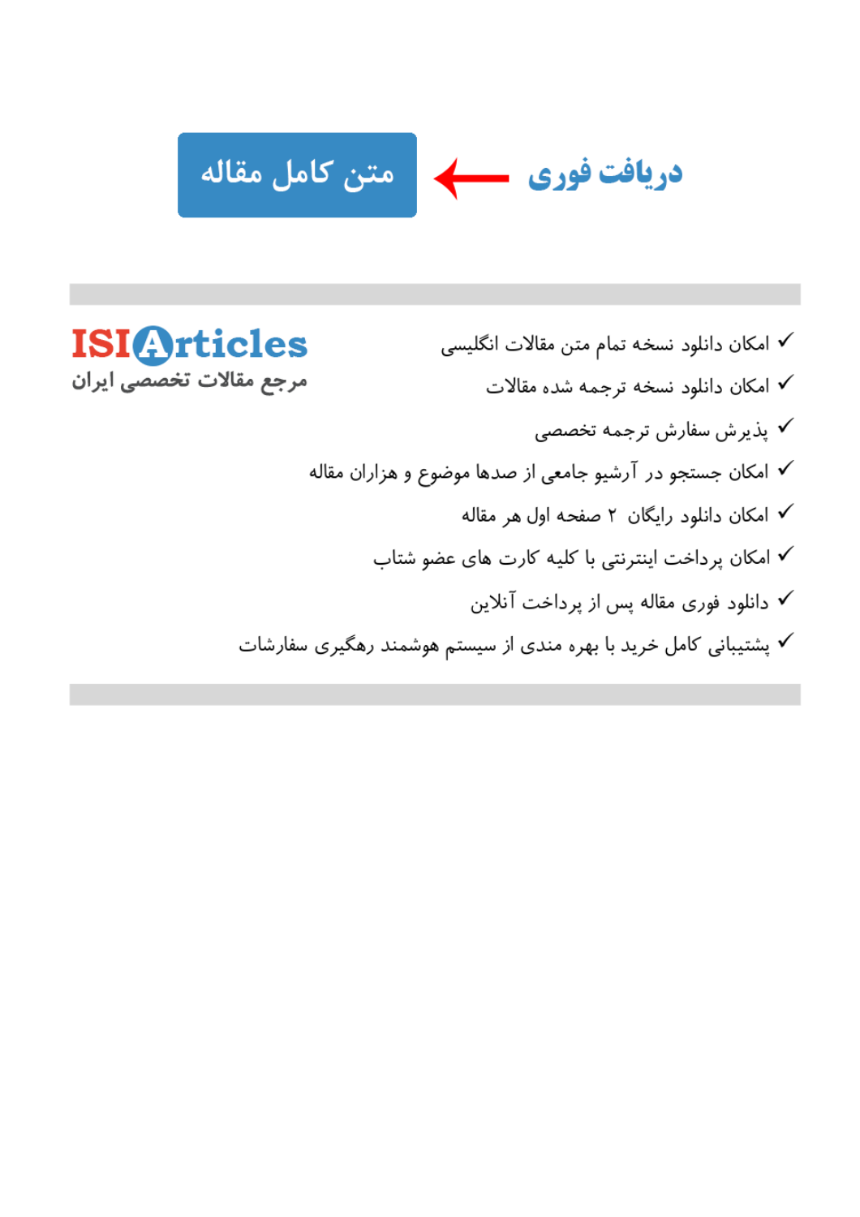دریافت فوری ← متن کامل مقاله

**ISIArticles**
مرجع مقالات تخصصی ایران

- ✓ امکان دانلود نسخه تمام متن مقالات انگلیسی
- ✓ امکان دانلود نسخه ترجمه شده مقالات
- ✓ پذیرش سفارش ترجمه تخصصی
- ✓ امکان جستجو در آرشیو جامعی از صدها موضوع و هزاران مقاله
- ✓ امکان دانلود رایگان ۲ صفحه اول هر مقاله
- ✓ امکان پرداخت اینترنتی با کلیه کارت های عضو شتاب
- ✓ دانلود فوری مقاله پس از پرداخت آنلاین
- ✓ پشتیبانی کامل خرید با بهره مندی از سیستم هوشمند رهگیری سفارشات